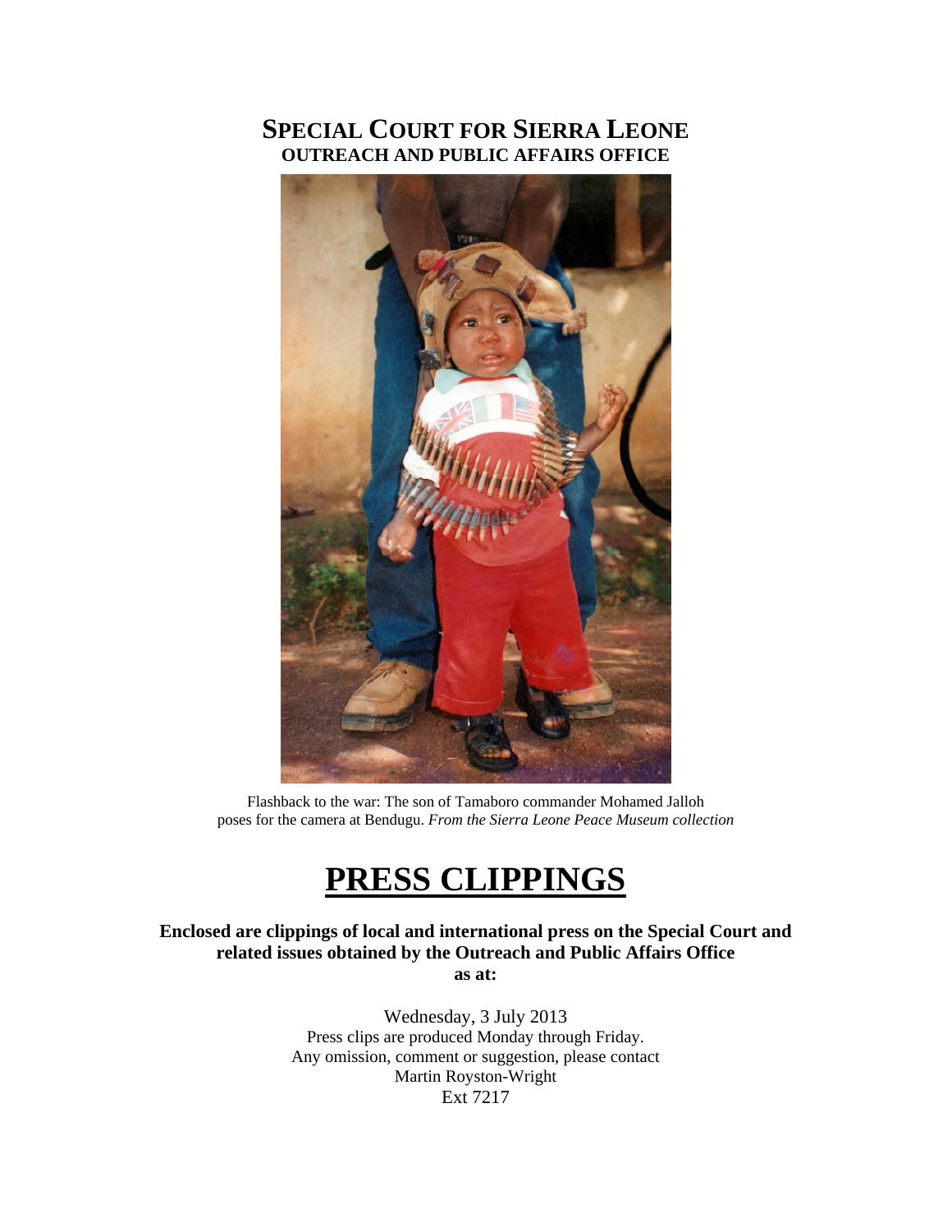# SPECIAL COURT FOR SIERRA LEONE
## OUTREACH AND PUBLIC AFFAIRS OFFICE

Flashback to the war: The son of Tamaboro commander Mohamed Jalloh poses for the camera at Bendugu. *From the Sierra Leone Peace Museum collection*

# PRESS CLIPPINGS

**Enclosed are clippings of local and international press on the Special Court and related issues obtained by the Outreach and Public Affairs Office as at:**

Wednesday, 3 July 2013
Press clips are produced Monday through Friday.
Any omission, comment or suggestion, please contact
Martin Royston-Wright
Ext 7217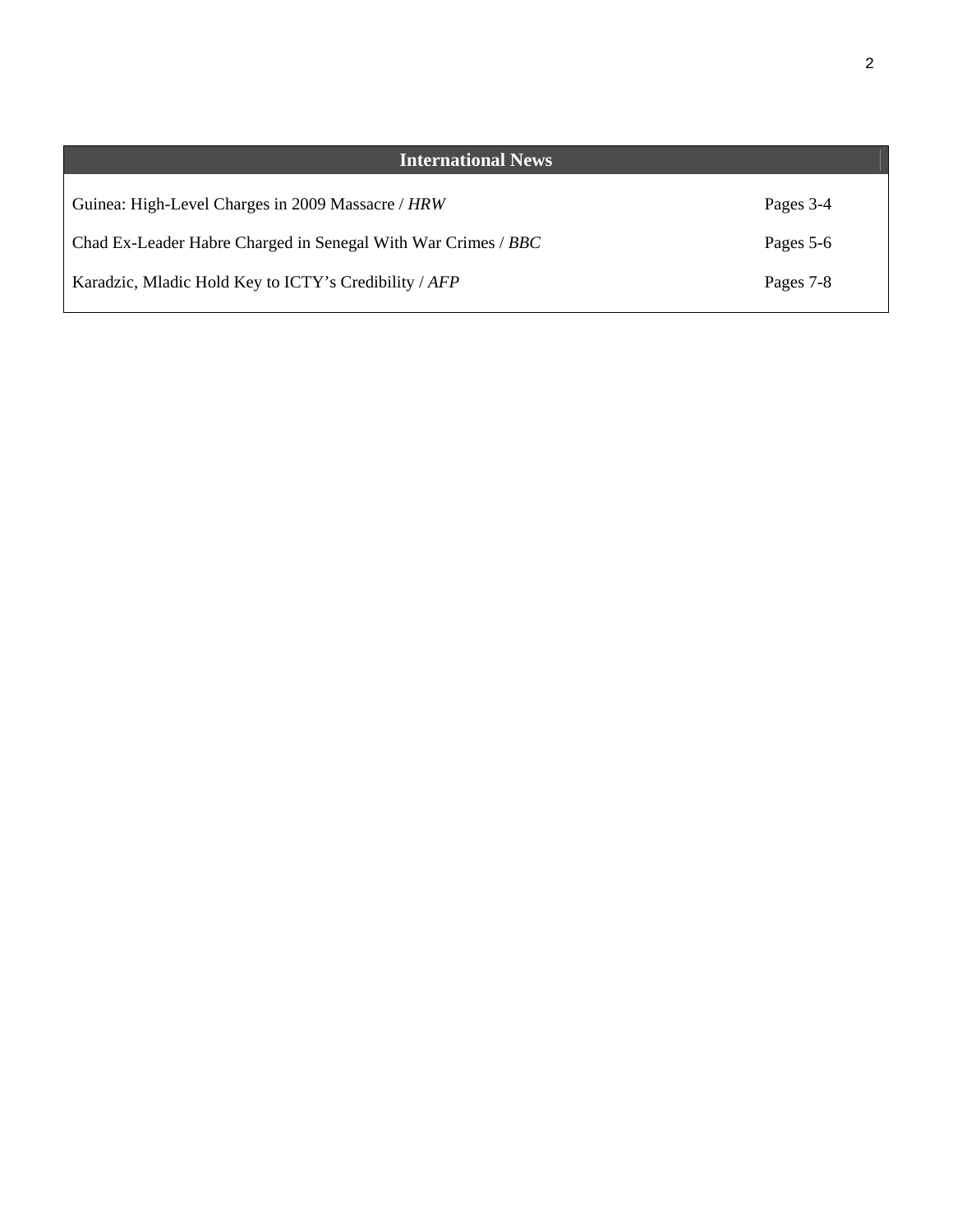## International News

| Article | Pages |
|---|---|
| Guinea: High-Level Charges in 2009 Massacre / *HRW* | Pages 3-4 |
| Chad Ex-Leader Habre Charged in Senegal With War Crimes / *BBC* | Pages 5-6 |
| Karadzic, Mladic Hold Key to ICTY's Credibility / *AFP* | Pages 7-8 |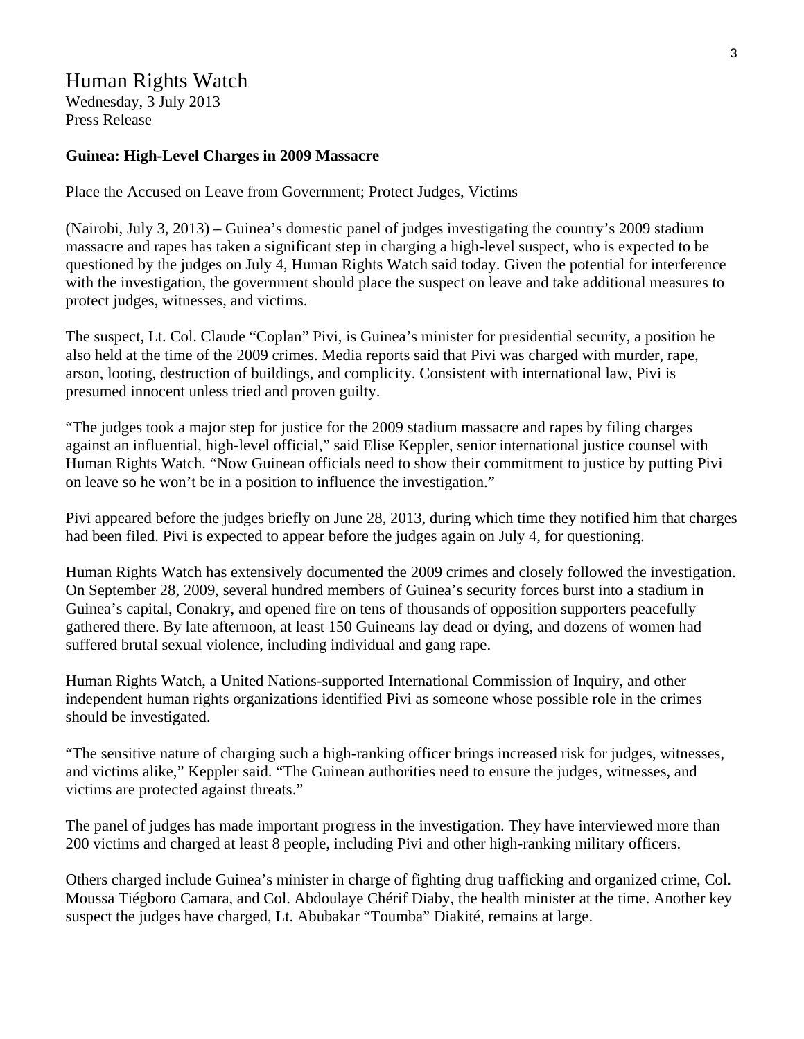# Human Rights Watch

Wednesday, 3 July 2013
Press Release

**Guinea: High-Level Charges in 2009 Massacre**

Place the Accused on Leave from Government; Protect Judges, Victims

(Nairobi, July 3, 2013) – Guinea's domestic panel of judges investigating the country's 2009 stadium massacre and rapes has taken a significant step in charging a high-level suspect, who is expected to be questioned by the judges on July 4, Human Rights Watch said today. Given the potential for interference with the investigation, the government should place the suspect on leave and take additional measures to protect judges, witnesses, and victims.

The suspect, Lt. Col. Claude "Coplan" Pivi, is Guinea's minister for presidential security, a position he also held at the time of the 2009 crimes. Media reports said that Pivi was charged with murder, rape, arson, looting, destruction of buildings, and complicity. Consistent with international law, Pivi is presumed innocent unless tried and proven guilty.

"The judges took a major step for justice for the 2009 stadium massacre and rapes by filing charges against an influential, high-level official," said Elise Keppler, senior international justice counsel with Human Rights Watch. "Now Guinean officials need to show their commitment to justice by putting Pivi on leave so he won't be in a position to influence the investigation."

Pivi appeared before the judges briefly on June 28, 2013, during which time they notified him that charges had been filed. Pivi is expected to appear before the judges again on July 4, for questioning.

Human Rights Watch has extensively documented the 2009 crimes and closely followed the investigation. On September 28, 2009, several hundred members of Guinea's security forces burst into a stadium in Guinea's capital, Conakry, and opened fire on tens of thousands of opposition supporters peacefully gathered there. By late afternoon, at least 150 Guineans lay dead or dying, and dozens of women had suffered brutal sexual violence, including individual and gang rape.

Human Rights Watch, a United Nations-supported International Commission of Inquiry, and other independent human rights organizations identified Pivi as someone whose possible role in the crimes should be investigated.

"The sensitive nature of charging such a high-ranking officer brings increased risk for judges, witnesses, and victims alike," Keppler said. "The Guinean authorities need to ensure the judges, witnesses, and victims are protected against threats."

The panel of judges has made important progress in the investigation. They have interviewed more than 200 victims and charged at least 8 people, including Pivi and other high-ranking military officers.

Others charged include Guinea's minister in charge of fighting drug trafficking and organized crime, Col. Moussa Tiégboro Camara, and Col. Abdoulaye Chérif Diaby, the health minister at the time. Another key suspect the judges have charged, Lt. Abubakar "Toumba" Diakité, remains at large.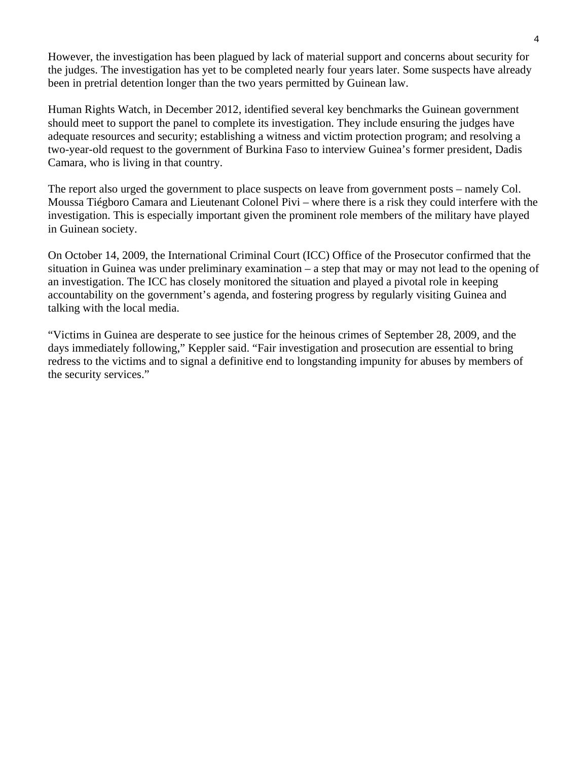However, the investigation has been plagued by lack of material support and concerns about security for the judges. The investigation has yet to be completed nearly four years later. Some suspects have already been in pretrial detention longer than the two years permitted by Guinean law.

Human Rights Watch, in December 2012, identified several key benchmarks the Guinean government should meet to support the panel to complete its investigation. They include ensuring the judges have adequate resources and security; establishing a witness and victim protection program; and resolving a two-year-old request to the government of Burkina Faso to interview Guinea's former president, Dadis Camara, who is living in that country.

The report also urged the government to place suspects on leave from government posts – namely Col. Moussa Tiégboro Camara and Lieutenant Colonel Pivi – where there is a risk they could interfere with the investigation. This is especially important given the prominent role members of the military have played in Guinean society.

On October 14, 2009, the International Criminal Court (ICC) Office of the Prosecutor confirmed that the situation in Guinea was under preliminary examination – a step that may or may not lead to the opening of an investigation. The ICC has closely monitored the situation and played a pivotal role in keeping accountability on the government's agenda, and fostering progress by regularly visiting Guinea and talking with the local media.

"Victims in Guinea are desperate to see justice for the heinous crimes of September 28, 2009, and the days immediately following," Keppler said. "Fair investigation and prosecution are essential to bring redress to the victims and to signal a definitive end to longstanding impunity for abuses by members of the security services."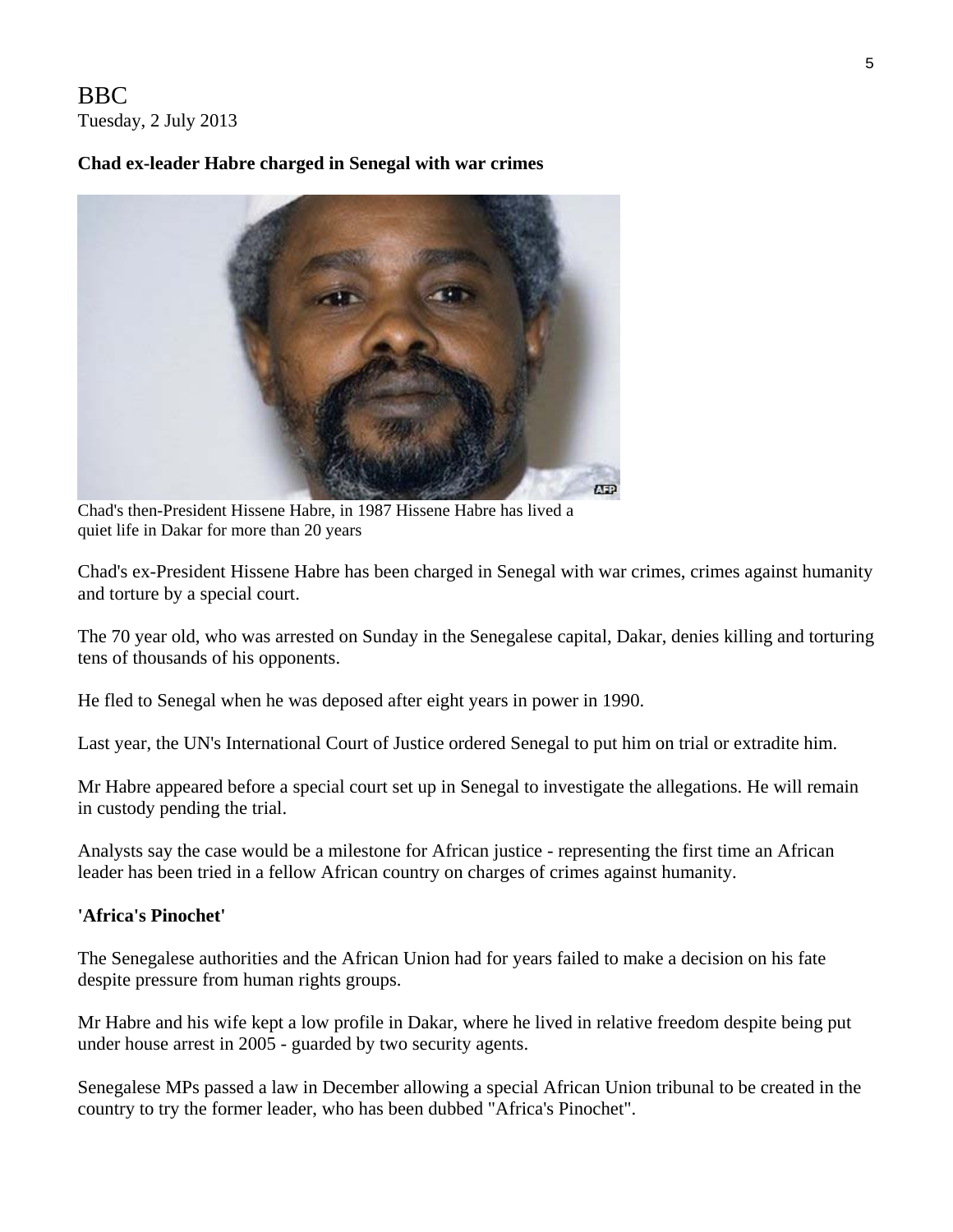BBC
Tuesday, 2 July 2013

**Chad ex-leader Habre charged in Senegal with war crimes**

Chad's then-President Hissene Habre, in 1987 Hissene Habre has lived a quiet life in Dakar for more than 20 years

Chad's ex-President Hissene Habre has been charged in Senegal with war crimes, crimes against humanity and torture by a special court.

The 70 year old, who was arrested on Sunday in the Senegalese capital, Dakar, denies killing and torturing tens of thousands of his opponents.

He fled to Senegal when he was deposed after eight years in power in 1990.

Last year, the UN's International Court of Justice ordered Senegal to put him on trial or extradite him.

Mr Habre appeared before a special court set up in Senegal to investigate the allegations. He will remain in custody pending the trial.

Analysts say the case would be a milestone for African justice - representing the first time an African leader has been tried in a fellow African country on charges of crimes against humanity.

**'Africa's Pinochet'**

The Senegalese authorities and the African Union had for years failed to make a decision on his fate despite pressure from human rights groups.

Mr Habre and his wife kept a low profile in Dakar, where he lived in relative freedom despite being put under house arrest in 2005 - guarded by two security agents.

Senegalese MPs passed a law in December allowing a special African Union tribunal to be created in the country to try the former leader, who has been dubbed "Africa's Pinochet".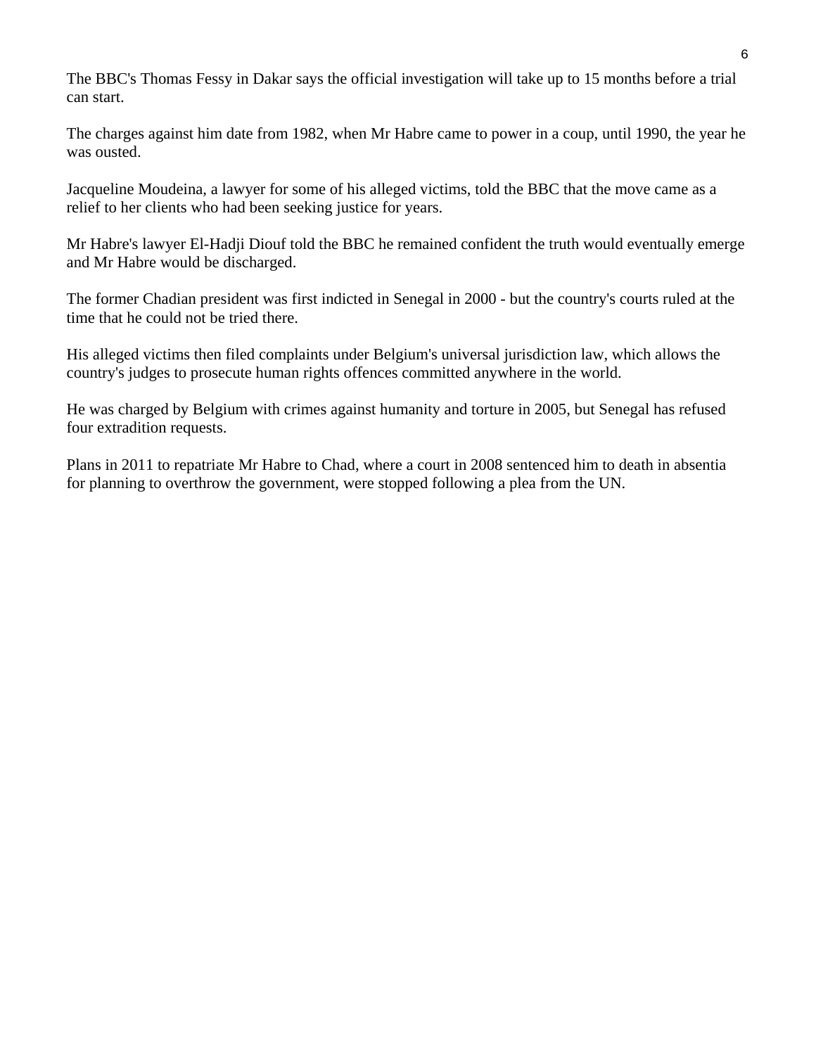The BBC's Thomas Fessy in Dakar says the official investigation will take up to 15 months before a trial can start.

The charges against him date from 1982, when Mr Habre came to power in a coup, until 1990, the year he was ousted.

Jacqueline Moudeina, a lawyer for some of his alleged victims, told the BBC that the move came as a relief to her clients who had been seeking justice for years.

Mr Habre's lawyer El-Hadji Diouf told the BBC he remained confident the truth would eventually emerge and Mr Habre would be discharged.

The former Chadian president was first indicted in Senegal in 2000 - but the country's courts ruled at the time that he could not be tried there.

His alleged victims then filed complaints under Belgium's universal jurisdiction law, which allows the country's judges to prosecute human rights offences committed anywhere in the world.

He was charged by Belgium with crimes against humanity and torture in 2005, but Senegal has refused four extradition requests.

Plans in 2011 to repatriate Mr Habre to Chad, where a court in 2008 sentenced him to death in absentia for planning to overthrow the government, were stopped following a plea from the UN.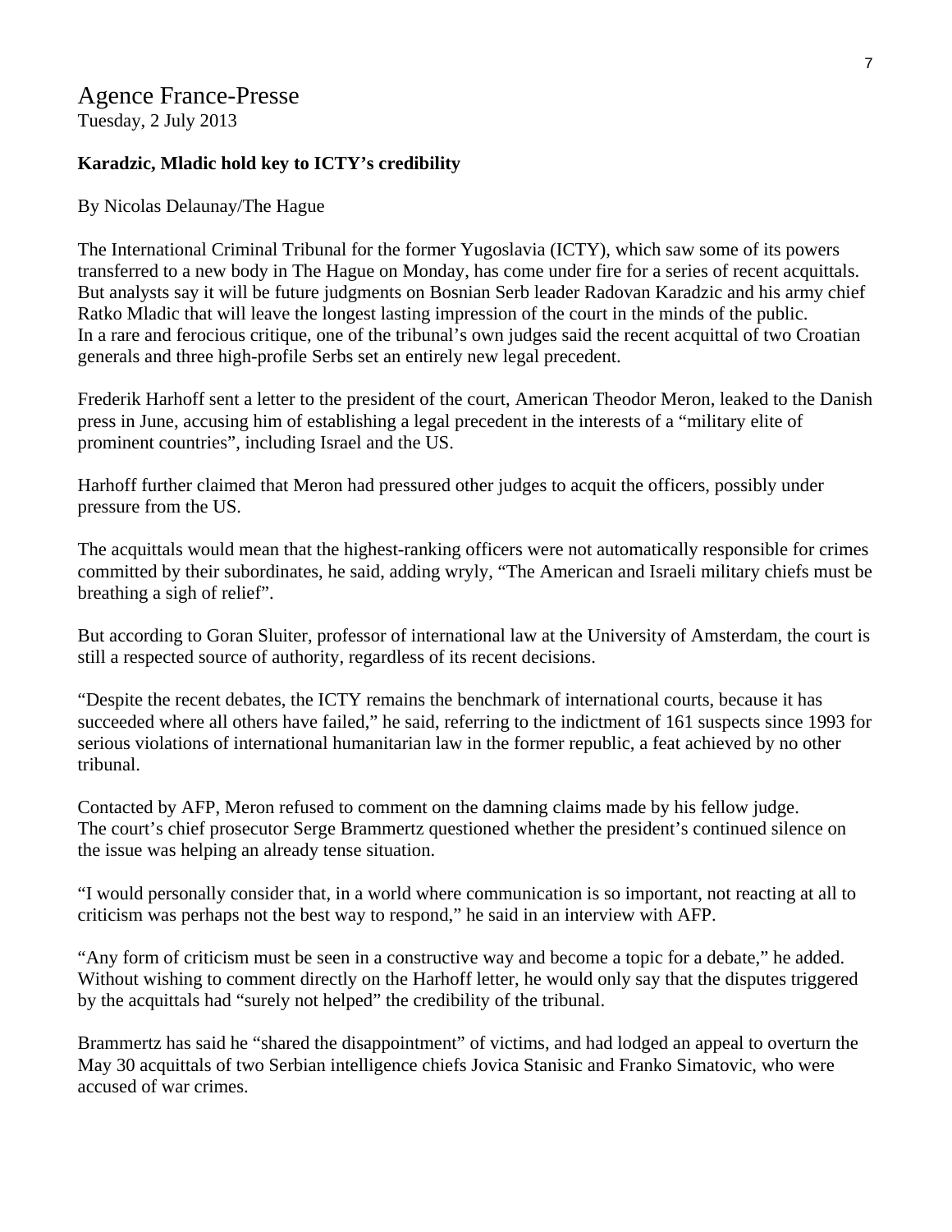# Agence France-Presse

Tuesday, 2 July 2013

**Karadzic, Mladic hold key to ICTY's credibility**

By Nicolas Delaunay/The Hague

The International Criminal Tribunal for the former Yugoslavia (ICTY), which saw some of its powers transferred to a new body in The Hague on Monday, has come under fire for a series of recent acquittals. But analysts say it will be future judgments on Bosnian Serb leader Radovan Karadzic and his army chief Ratko Mladic that will leave the longest lasting impression of the court in the minds of the public. In a rare and ferocious critique, one of the tribunal's own judges said the recent acquittal of two Croatian generals and three high-profile Serbs set an entirely new legal precedent.

Frederik Harhoff sent a letter to the president of the court, American Theodor Meron, leaked to the Danish press in June, accusing him of establishing a legal precedent in the interests of a "military elite of prominent countries", including Israel and the US.

Harhoff further claimed that Meron had pressured other judges to acquit the officers, possibly under pressure from the US.

The acquittals would mean that the highest-ranking officers were not automatically responsible for crimes committed by their subordinates, he said, adding wryly, "The American and Israeli military chiefs must be breathing a sigh of relief".

But according to Goran Sluiter, professor of international law at the University of Amsterdam, the court is still a respected source of authority, regardless of its recent decisions.

"Despite the recent debates, the ICTY remains the benchmark of international courts, because it has succeeded where all others have failed," he said, referring to the indictment of 161 suspects since 1993 for serious violations of international humanitarian law in the former republic, a feat achieved by no other tribunal.

Contacted by AFP, Meron refused to comment on the damning claims made by his fellow judge. The court's chief prosecutor Serge Brammertz questioned whether the president's continued silence on the issue was helping an already tense situation.

"I would personally consider that, in a world where communication is so important, not reacting at all to criticism was perhaps not the best way to respond," he said in an interview with AFP.

"Any form of criticism must be seen in a constructive way and become a topic for a debate," he added. Without wishing to comment directly on the Harhoff letter, he would only say that the disputes triggered by the acquittals had "surely not helped" the credibility of the tribunal.

Brammertz has said he "shared the disappointment" of victims, and had lodged an appeal to overturn the May 30 acquittals of two Serbian intelligence chiefs Jovica Stanisic and Franko Simatovic, who were accused of war crimes.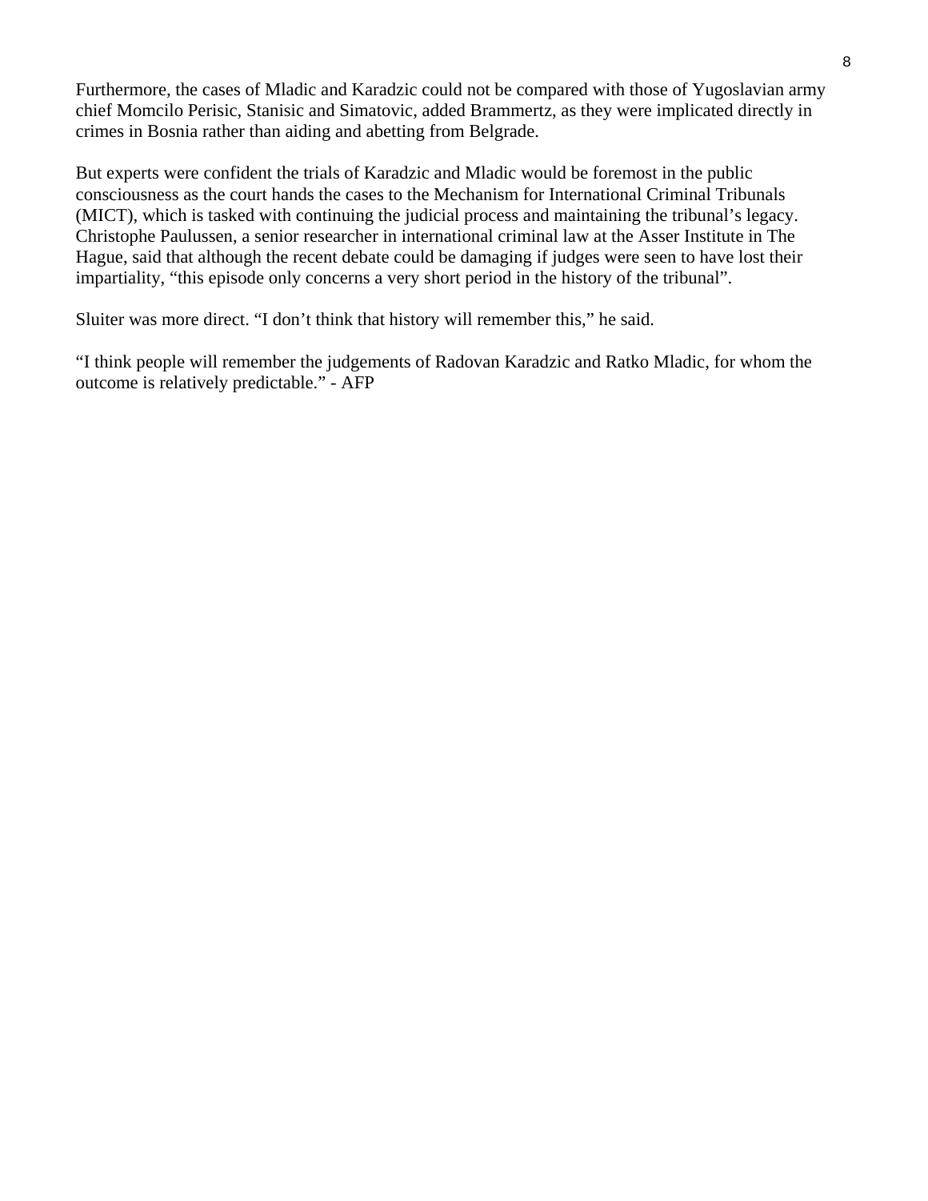Furthermore, the cases of Mladic and Karadzic could not be compared with those of Yugoslavian army chief Momcilo Perisic, Stanisic and Simatovic, added Brammertz, as they were implicated directly in crimes in Bosnia rather than aiding and abetting from Belgrade.

But experts were confident the trials of Karadzic and Mladic would be foremost in the public consciousness as the court hands the cases to the Mechanism for International Criminal Tribunals (MICT), which is tasked with continuing the judicial process and maintaining the tribunal's legacy. Christophe Paulussen, a senior researcher in international criminal law at the Asser Institute in The Hague, said that although the recent debate could be damaging if judges were seen to have lost their impartiality, "this episode only concerns a very short period in the history of the tribunal".

Sluiter was more direct. "I don't think that history will remember this," he said.

"I think people will remember the judgements of Radovan Karadzic and Ratko Mladic, for whom the outcome is relatively predictable." - AFP